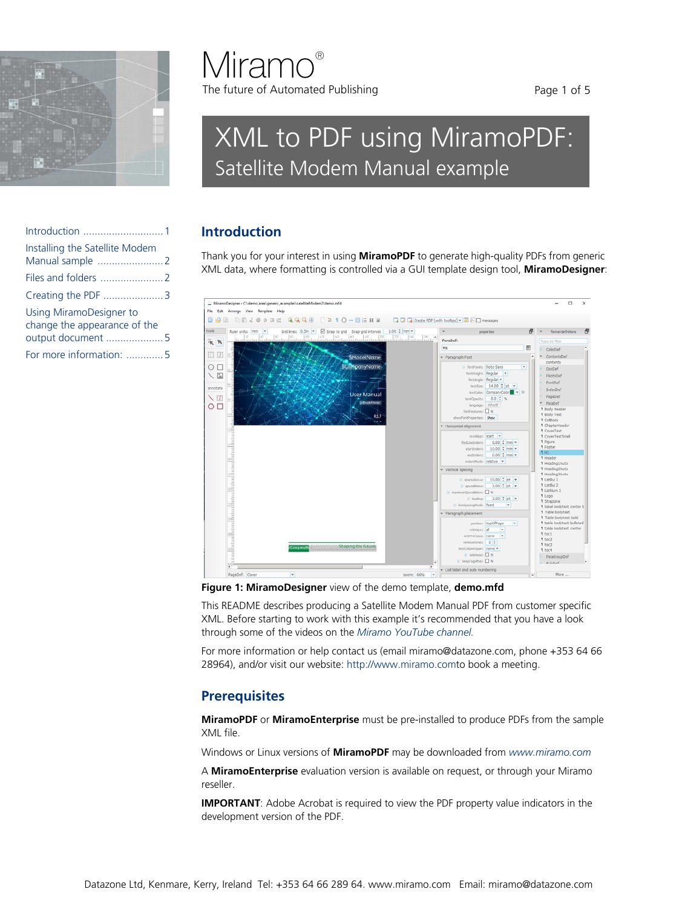Miramo®

The future of Automated Publishing

# XML to PDF using MiramoPDF: Satellite Modem Manual example

- Introduction ............................ 1
- Installing the Satellite Modem Manual sample ........................ 2
- Files and folders ...................... 2
- Creating the PDF ..................... 3
- Using MiramoDesigner to change the appearance of the output document .................... 5
- For more information: ............. 5

## Introduction

Thank you for your interest in using **MiramoPDF** to generate high-quality PDFs from generic XML data, where formatting is controlled via a GUI template design tool, **MiramoDesigner**:

**Figure 1: MiramoDesigner** view of the demo template, **demo.mfd**

This README describes producing a Satellite Modem Manual PDF from customer specific XML. Before starting to work with this example it's recommended that you have a look through some of the videos on the *Miramo YouTube channel.*

For more information or help contact us (email miramo@datazone.com, phone +353 64 66 28964), and/or visit our website: http://www.miramo.comto book a meeting.

## Prerequisites

**MiramoPDF** or **MiramoEnterprise** must be pre-installed to produce PDFs from the sample XML file.

Windows or Linux versions of **MiramoPDF** may be downloaded from *www.miramo.com*

A **MiramoEnterprise** evaluation version is available on request, or through your Miramo reseller.

**IMPORTANT**: Adobe Acrobat is required to view the PDF property value indicators in the development version of the PDF.

Datazone Ltd, Kenmare, Kerry, Ireland Tel: +353 64 66 289 64. www.miramo.com Email: miramo@datazone.com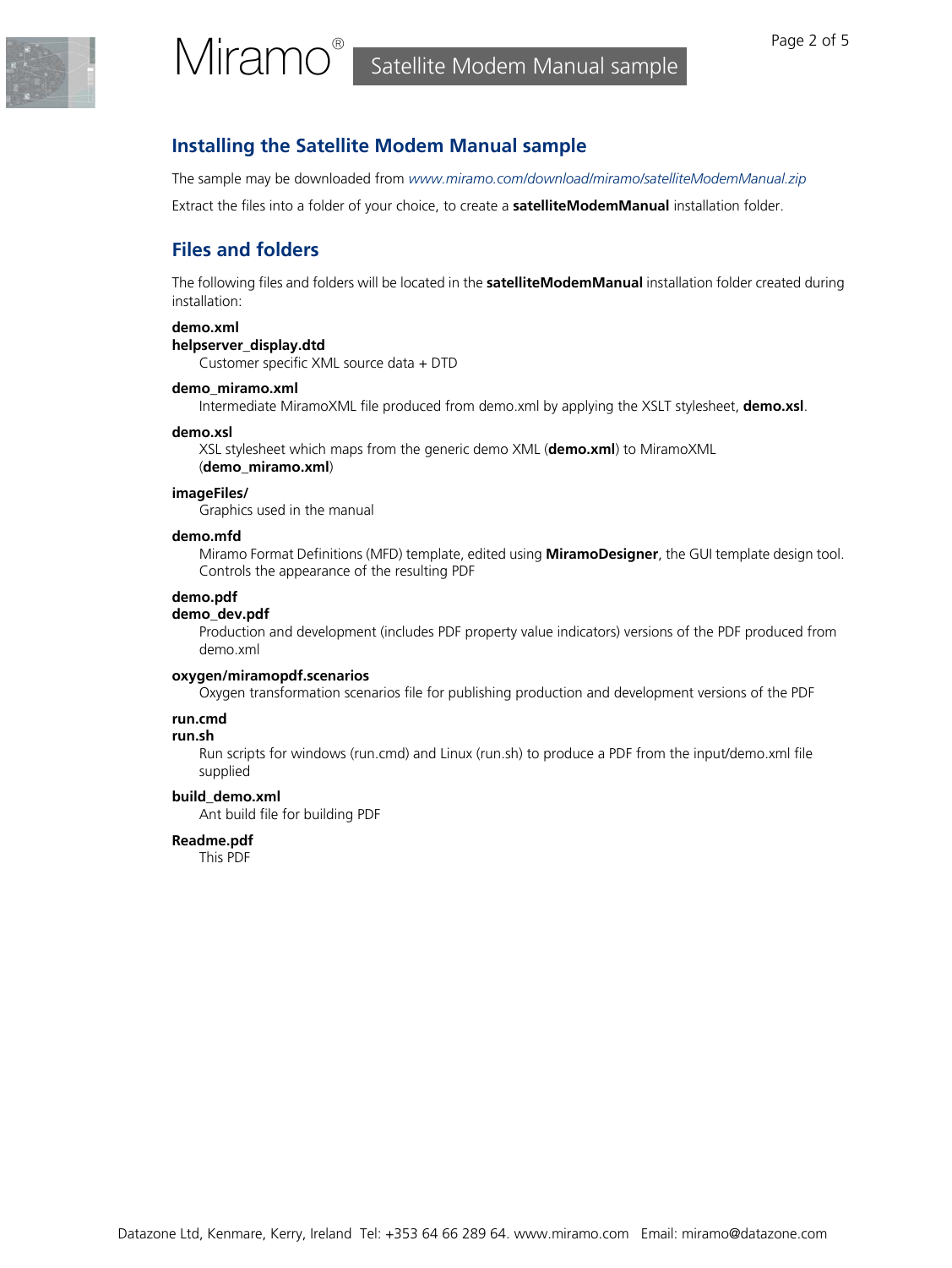## Installing the Satellite Modem Manual sample

The sample may be downloaded from *www.miramo.com/download/miramo/satelliteModemManual.zip*

Extract the files into a folder of your choice, to create a **satelliteModemManual** installation folder.

## Files and folders

The following files and folders will be located in the **satelliteModemManual** installation folder created during installation:

**demo.xml**
**helpserver_display.dtd**
Customer specific XML source data + DTD

**demo_miramo.xml**
Intermediate MiramoXML file produced from demo.xml by applying the XSLT stylesheet, **demo.xsl**.

**demo.xsl**
XSL stylesheet which maps from the generic demo XML (**demo.xml**) to MiramoXML (**demo_miramo.xml**)

**imageFiles/**
Graphics used in the manual

**demo.mfd**
Miramo Format Definitions (MFD) template, edited using **MiramoDesigner**, the GUI template design tool. Controls the appearance of the resulting PDF

**demo.pdf**
**demo_dev.pdf**
Production and development (includes PDF property value indicators) versions of the PDF produced from demo.xml

**oxygen/miramopdf.scenarios**
Oxygen transformation scenarios file for publishing production and development versions of the PDF

**run.cmd**
**run.sh**
Run scripts for windows (run.cmd) and Linux (run.sh) to produce a PDF from the input/demo.xml file supplied

**build_demo.xml**
Ant build file for building PDF

**Readme.pdf**
This PDF

Datazone Ltd, Kenmare, Kerry, Ireland Tel: +353 64 66 289 64. www.miramo.com Email: miramo@datazone.com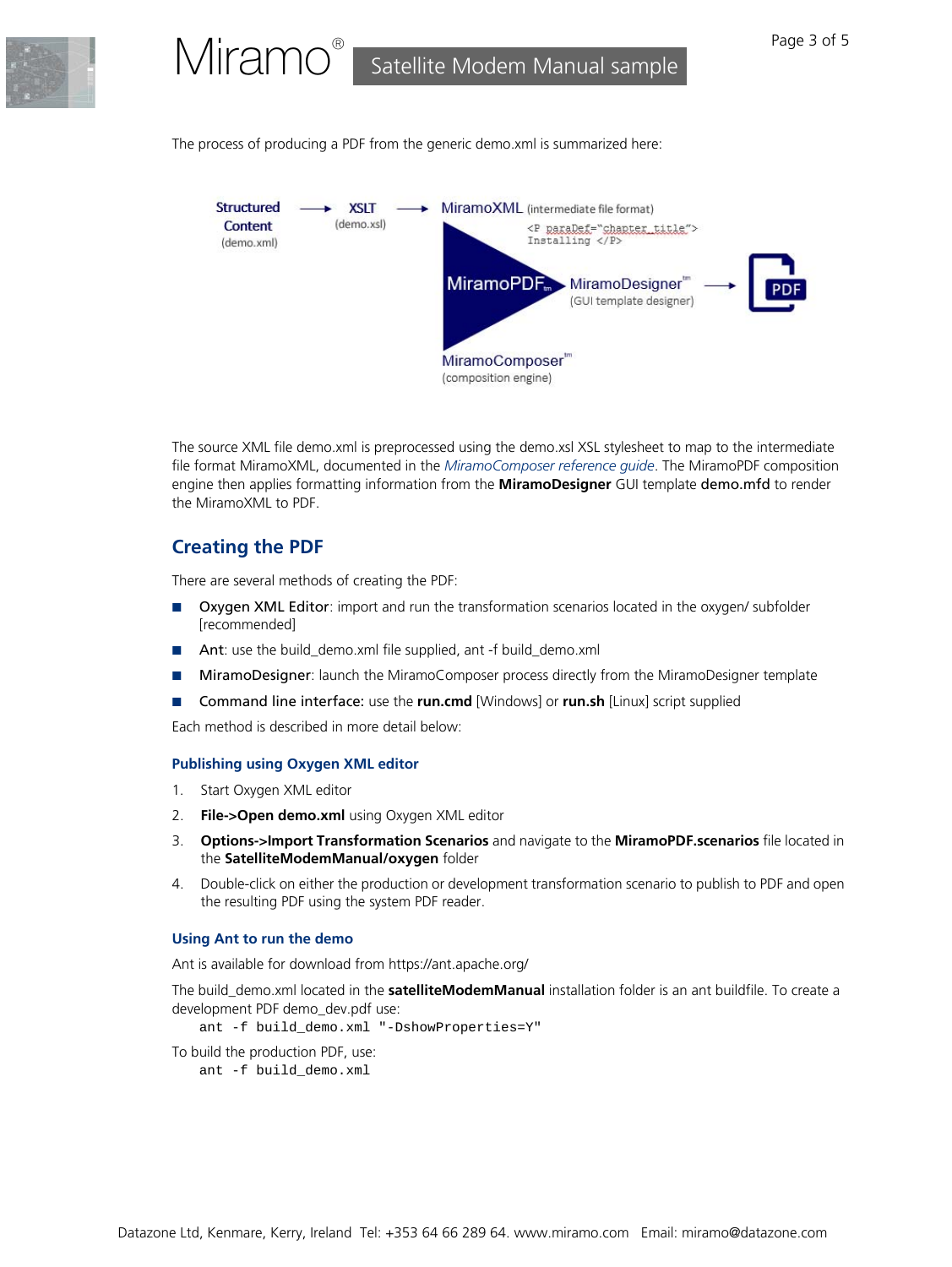The process of producing a PDF from the generic demo.xml is summarized here:

**Structured Content** (demo.xml) → **XSLT** (demo.xsl) → MiramoXML (intermediate file format)

```
<P paraDef="chapter_title">
Installing </P>
```

MiramoPDF™ → MiramoDesigner™ (GUI template designer) → PDF

MiramoComposer™ (composition engine)

The source XML file demo.xml is preprocessed using the demo.xsl XSL stylesheet to map to the intermediate file format MiramoXML, documented in the *MiramoComposer reference guide*. The MiramoPDF composition engine then applies formatting information from the **MiramoDesigner** GUI template **demo.mfd** to render the MiramoXML to PDF.

## Creating the PDF

There are several methods of creating the PDF:

- Oxygen XML Editor: import and run the transformation scenarios located in the oxygen/ subfolder [recommended]
- Ant: use the build_demo.xml file supplied, ant -f build_demo.xml
- MiramoDesigner: launch the MiramoComposer process directly from the MiramoDesigner template
- Command line interface: use the **run.cmd** [Windows] or **run.sh** [Linux] script supplied

Each method is described in more detail below:

### Publishing using Oxygen XML editor

1. Start Oxygen XML editor
2. **File->Open demo.xml** using Oxygen XML editor
3. **Options->Import Transformation Scenarios** and navigate to the **MiramoPDF.scenarios** file located in the **SatelliteModemManual/oxygen** folder
4. Double-click on either the production or development transformation scenario to publish to PDF and open the resulting PDF using the system PDF reader.

### Using Ant to run the demo

Ant is available for download from https://ant.apache.org/

The build_demo.xml located in the **satelliteModemManual** installation folder is an ant buildfile. To create a development PDF demo_dev.pdf use:

```
ant -f build_demo.xml "-DshowProperties=Y"
```

To build the production PDF, use:

```
ant -f build_demo.xml
```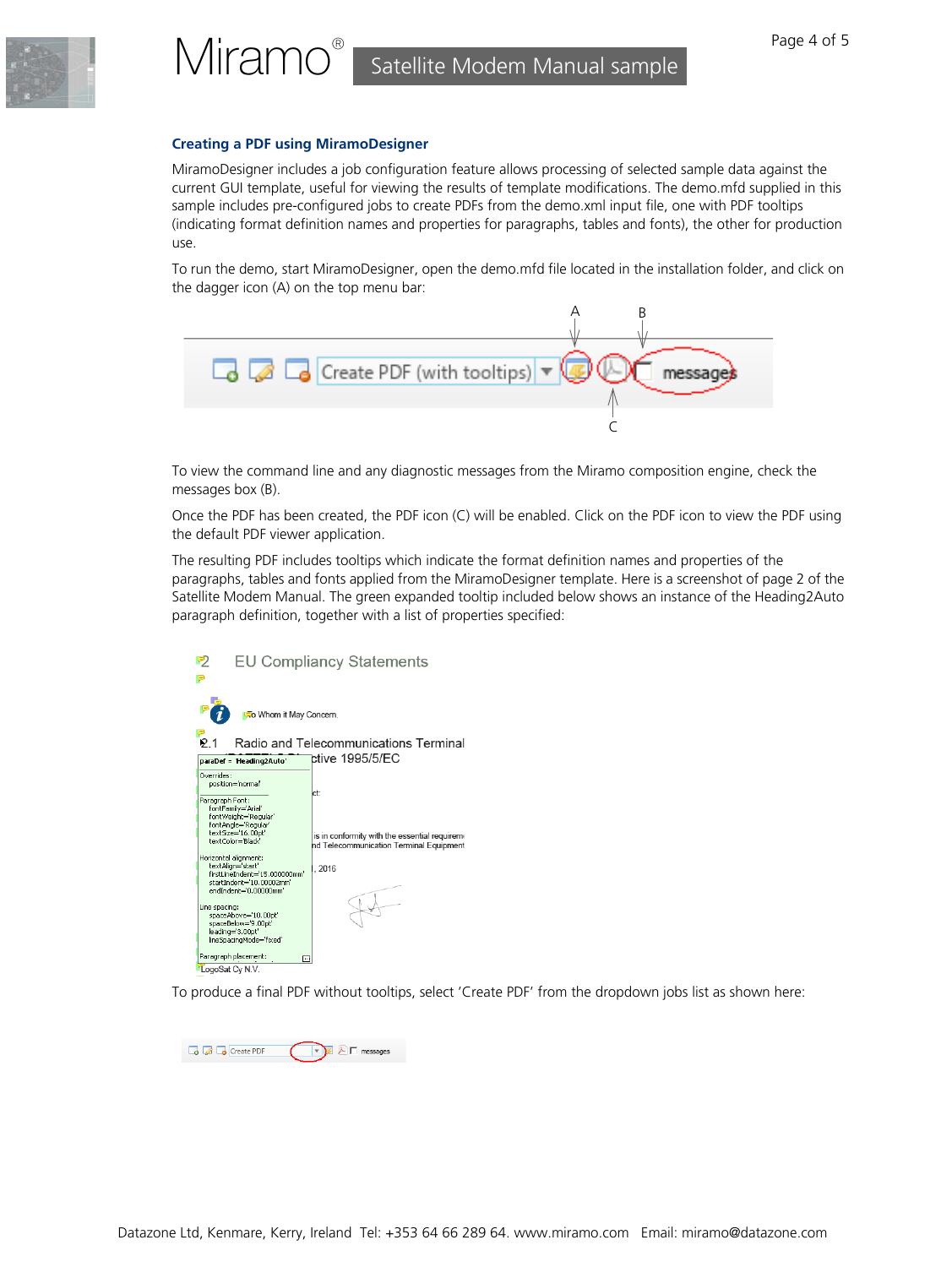### Creating a PDF using MiramoDesigner

MiramoDesigner includes a job configuration feature allows processing of selected sample data against the current GUI template, useful for viewing the results of template modifications. The demo.mfd supplied in this sample includes pre-configured jobs to create PDFs from the demo.xml input file, one with PDF tooltips (indicating format definition names and properties for paragraphs, tables and fonts), the other for production use.

To run the demo, start MiramoDesigner, open the demo.mfd file located in the installation folder, and click on the dagger icon (A) on the top menu bar:

To view the command line and any diagnostic messages from the Miramo composition engine, check the messages box (B).

Once the PDF has been created, the PDF icon (C) will be enabled. Click on the PDF icon to view the PDF using the default PDF viewer application.

The resulting PDF includes tooltips which indicate the format definition names and properties of the paragraphs, tables and fonts applied from the MiramoDesigner template. Here is a screenshot of page 2 of the Satellite Modem Manual. The green expanded tooltip included below shows an instance of the Heading2Auto paragraph definition, together with a list of properties specified:

To produce a final PDF without tooltips, select 'Create PDF' from the dropdown jobs list as shown here: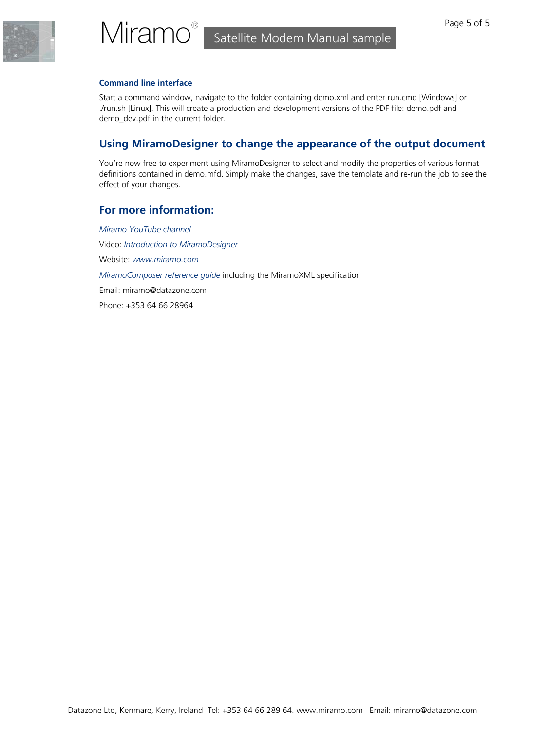### Command line interface

Start a command window, navigate to the folder containing demo.xml and enter run.cmd [Windows] or ./run.sh [Linux]. This will create a production and development versions of the PDF file: demo.pdf and demo_dev.pdf in the current folder.

## Using MiramoDesigner to change the appearance of the output document

You're now free to experiment using MiramoDesigner to select and modify the properties of various format definitions contained in demo.mfd. Simply make the changes, save the template and re-run the job to see the effect of your changes.

## For more information:

*Miramo YouTube channel*

Video: *Introduction to MiramoDesigner*

Website: *www.miramo.com*

*MiramoComposer reference guide* including the MiramoXML specification

Email: miramo@datazone.com

Phone: +353 64 66 28964